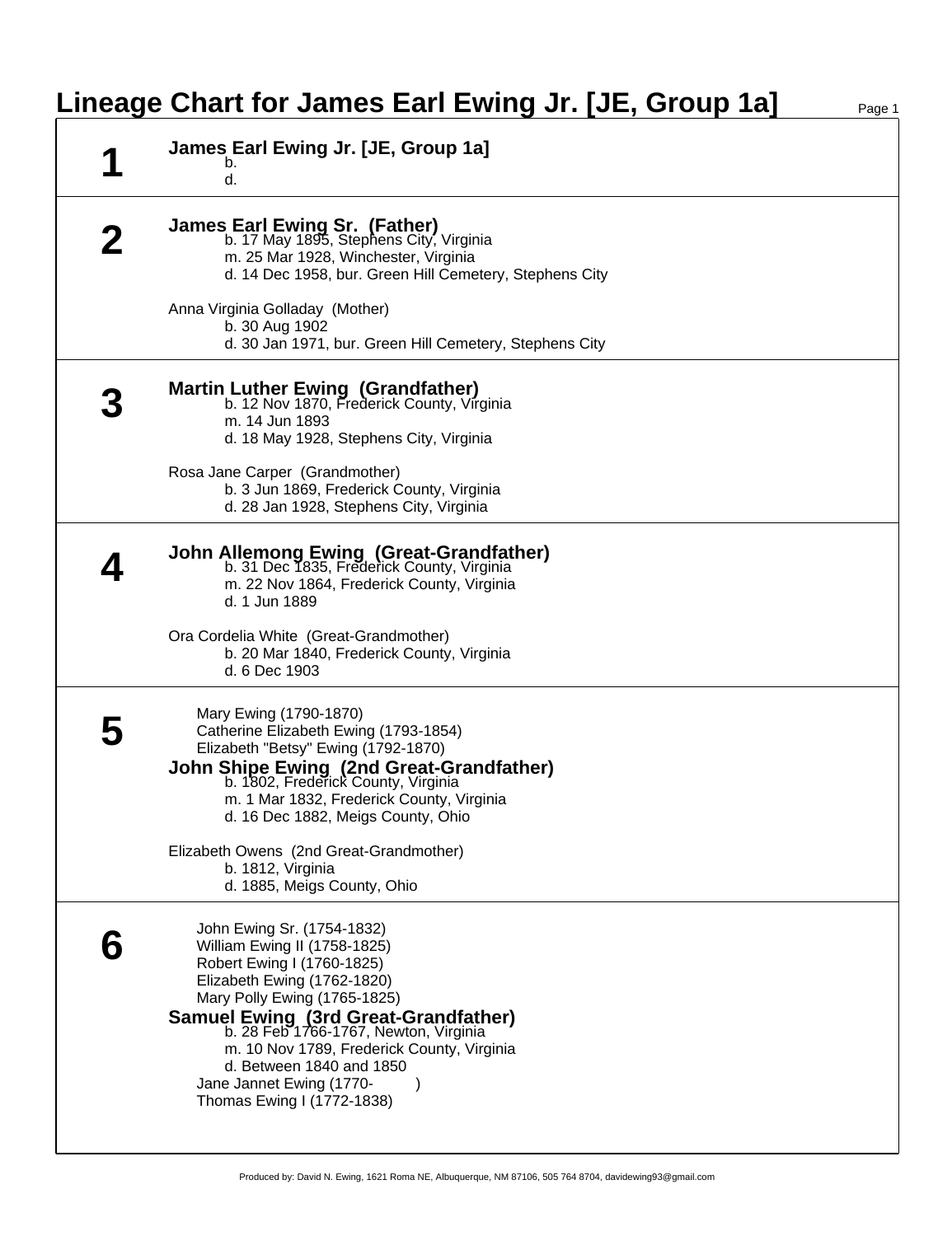# Lineage Chart for James Earl Ewing Jr. [JE, Group 1a]

## 1

**James Earl Ewing Jr. [JE, Group 1a]**
- b.
- d.

## 2

**James Earl Ewing Sr. (Father)**
- b. 17 May 1895, Stephens City, Virginia
- m. 25 Mar 1928, Winchester, Virginia
- d. 14 Dec 1958, bur. Green Hill Cemetery, Stephens City

Anna Virginia Golladay (Mother)
- b. 30 Aug 1902
- d. 30 Jan 1971, bur. Green Hill Cemetery, Stephens City

## 3

**Martin Luther Ewing (Grandfather)**
- b. 12 Nov 1870, Frederick County, Virginia
- m. 14 Jun 1893
- d. 18 May 1928, Stephens City, Virginia

Rosa Jane Carper (Grandmother)
- b. 3 Jun 1869, Frederick County, Virginia
- d. 28 Jan 1928, Stephens City, Virginia

## 4

**John Allemong Ewing (Great-Grandfather)**
- b. 31 Dec 1835, Frederick County, Virginia
- m. 22 Nov 1864, Frederick County, Virginia
- d. 1 Jun 1889

Ora Cordelia White (Great-Grandmother)
- b. 20 Mar 1840, Frederick County, Virginia
- d. 6 Dec 1903

## 5

Mary Ewing (1790-1870)
Catherine Elizabeth Ewing (1793-1854)
Elizabeth "Betsy" Ewing (1792-1870)

**John Shipe Ewing (2nd Great-Grandfather)**
- b. 1802, Frederick County, Virginia
- m. 1 Mar 1832, Frederick County, Virginia
- d. 16 Dec 1882, Meigs County, Ohio

Elizabeth Owens (2nd Great-Grandmother)
- b. 1812, Virginia
- d. 1885, Meigs County, Ohio

## 6

John Ewing Sr. (1754-1832)
William Ewing II (1758-1825)
Robert Ewing I (1760-1825)
Elizabeth Ewing (1762-1820)
Mary Polly Ewing (1765-1825)

**Samuel Ewing (3rd Great-Grandfather)**
- b. 28 Feb 1766-1767, Newton, Virginia
- m. 10 Nov 1789, Frederick County, Virginia
- d. Between 1840 and 1850

Jane Jannet Ewing (1770- )
Thomas Ewing I (1772-1838)

Produced by: David N. Ewing, 1621 Roma NE, Albuquerque, NM 87106, 505 764 8704, davidewing93@gmail.com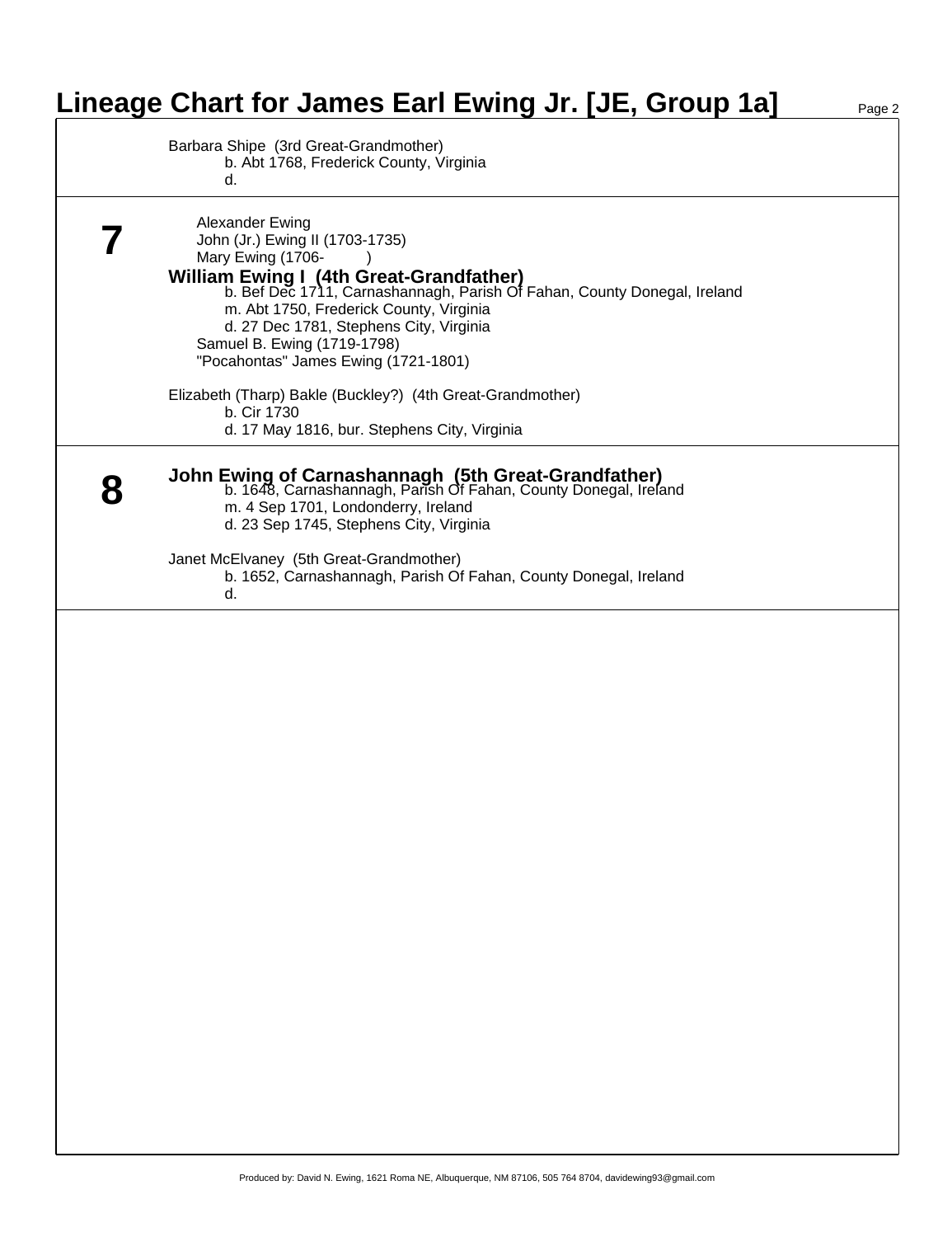# Lineage Chart for James Earl Ewing Jr. [JE, Group 1a]

Barbara Shipe (3rd Great-Grandmother)
b. Abt 1768, Frederick County, Virginia
d.

---

## 7

Alexander Ewing
John (Jr.) Ewing II (1703-1735)
Mary Ewing (1706- )

**William Ewing I (4th Great-Grandfather)**
b. Bef Dec 1711, Carnashannagh, Parish Of Fahan, County Donegal, Ireland
m. Abt 1750, Frederick County, Virginia
d. 27 Dec 1781, Stephens City, Virginia

Samuel B. Ewing (1719-1798)
"Pocahontas" James Ewing (1721-1801)

Elizabeth (Tharp) Bakle (Buckley?) (4th Great-Grandmother)
b. Cir 1730
d. 17 May 1816, bur. Stephens City, Virginia

---

## 8

**John Ewing of Carnashannagh (5th Great-Grandfather)**
b. 1648, Carnashannagh, Parish Of Fahan, County Donegal, Ireland
m. 4 Sep 1701, Londonderry, Ireland
d. 23 Sep 1745, Stephens City, Virginia

Janet McElvaney (5th Great-Grandmother)
b. 1652, Carnashannagh, Parish Of Fahan, County Donegal, Ireland
d.

---

Produced by: David N. Ewing, 1621 Roma NE, Albuquerque, NM 87106, 505 764 8704, davidewing93@gmail.com